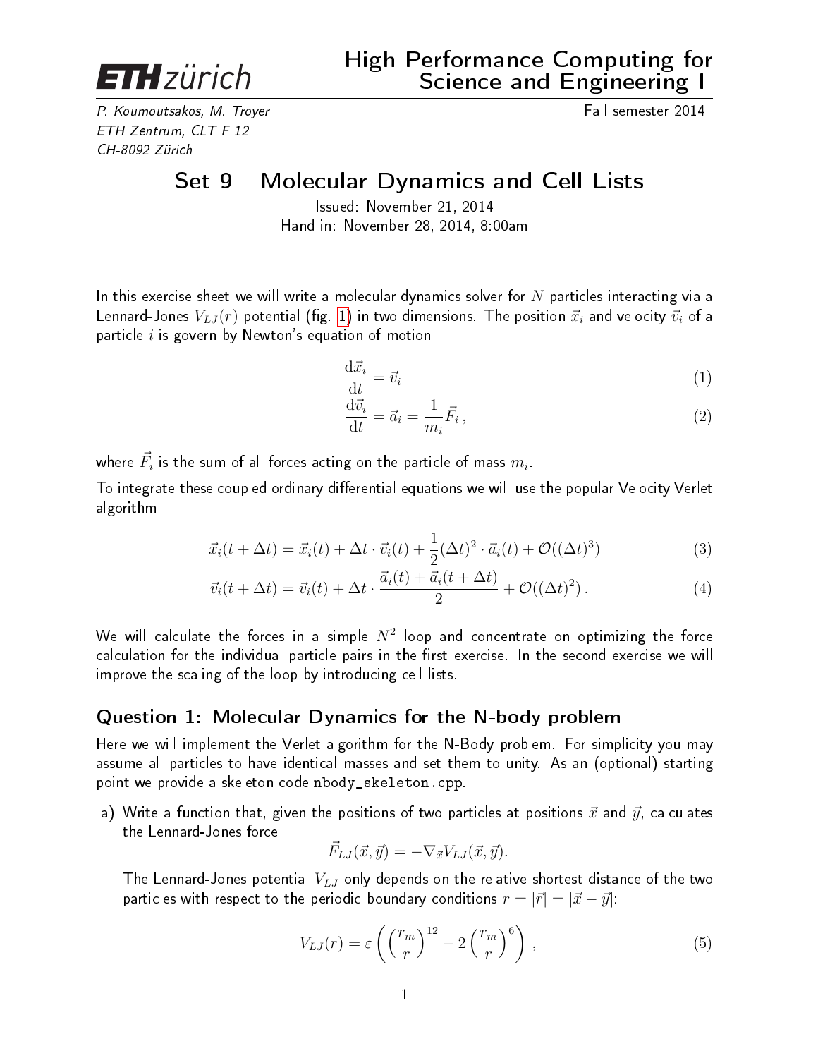**ETH zürich** — High Performance Computing for Science and Engineering I

*P. Koumoutsakos, M. Troyer* — Fall semester 2014
*ETH Zentrum, CLT F 12*
*CH-8092 Zürich*

# Set 9 - Molecular Dynamics and Cell Lists

Issued: November 21, 2014
Hand in: November 28, 2014, 8:00am

In this exercise sheet we will write a molecular dynamics solver for $N$ particles interacting via a Lennard-Jones $V_{LJ}(r)$ potential (fig. 1) in two dimensions. The position $\vec{x}_i$ and velocity $\vec{v}_i$ of a particle $i$ is govern by Newton's equation of motion

$$\frac{\mathrm{d}\vec{x}_i}{\mathrm{d}t} = \vec{v}_i \tag{1}$$

$$\frac{\mathrm{d}\vec{v}_i}{\mathrm{d}t} = \vec{a}_i = \frac{1}{m_i}\vec{F}_i\,, \tag{2}$$

where $\vec{F}_i$ is the sum of all forces acting on the particle of mass $m_i$.

To integrate these coupled ordinary differential equations we will use the popular Velocity Verlet algorithm

$$\vec{x}_i(t+\Delta t) = \vec{x}_i(t) + \Delta t \cdot \vec{v}_i(t) + \frac{1}{2}(\Delta t)^2 \cdot \vec{a}_i(t) + \mathcal{O}((\Delta t)^3) \tag{3}$$

$$\vec{v}_i(t+\Delta t) = \vec{v}_i(t) + \Delta t \cdot \frac{\vec{a}_i(t) + \vec{a}_i(t+\Delta t)}{2} + \mathcal{O}((\Delta t)^2)\,. \tag{4}$$

We will calculate the forces in a simple $N^2$ loop and concentrate on optimizing the force calculation for the individual particle pairs in the first exercise. In the second exercise we will improve the scaling of the loop by introducing cell lists.

## Question 1: Molecular Dynamics for the N-body problem

Here we will implement the Verlet algorithm for the N-Body problem. For simplicity you may assume all particles to have identical masses and set them to unity. As an (optional) starting point we provide a skeleton code `nbody_skeleton.cpp`.

a) Write a function that, given the positions of two particles at positions $\vec{x}$ and $\vec{y}$, calculates the Lennard-Jones force

$$\vec{F}_{LJ}(\vec{x},\vec{y}) = -\nabla_{\vec{x}} V_{LJ}(\vec{x},\vec{y}).$$

The Lennard-Jones potential $V_{LJ}$ only depends on the relative shortest distance of the two particles with respect to the periodic boundary conditions $r = |\vec{r}| = |\vec{x} - \vec{y}|$:

$$V_{LJ}(r) = \varepsilon\left(\left(\frac{r_m}{r}\right)^{12} - 2\left(\frac{r_m}{r}\right)^{6}\right)\,, \tag{5}$$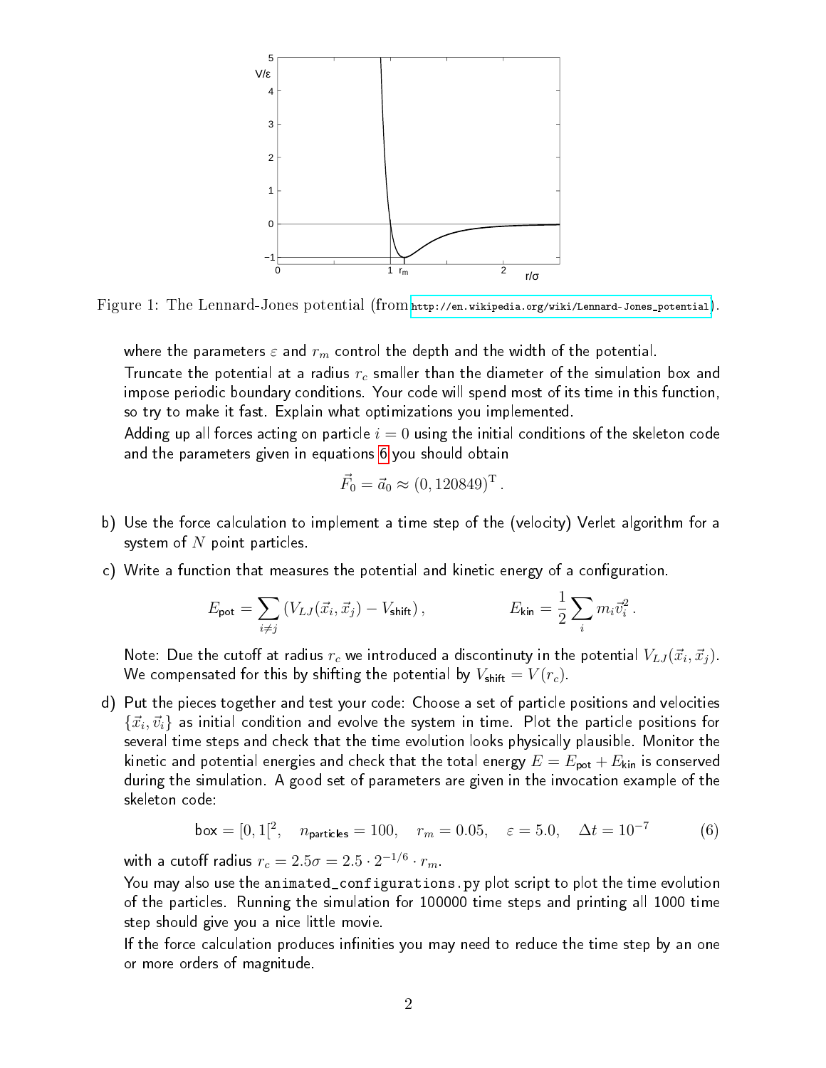Figure 1: The Lennard-Jones potential (from http://en.wikipedia.org/wiki/Lennard-Jones_potential).

where the parameters $\varepsilon$ and $r_m$ control the depth and the width of the potential.

Truncate the potential at a radius $r_c$ smaller than the diameter of the simulation box and impose periodic boundary conditions. Your code will spend most of its time in this function, so try to make it fast. Explain what optimizations you implemented.

Adding up all forces acting on particle $i = 0$ using the initial conditions of the skeleton code and the parameters given in equations 6 you should obtain

$$\vec{F}_0 = \vec{a}_0 \approx (0, 120849)^{\mathrm{T}} .$$

b) Use the force calculation to implement a time step of the (velocity) Verlet algorithm for a system of $N$ point particles.

c) Write a function that measures the potential and kinetic energy of a configuration.

$$E_{\text{pot}} = \sum_{i \neq j} \left( V_{LJ}(\vec{x}_i, \vec{x}_j) - V_{\text{shift}} \right), \qquad E_{\text{kin}} = \frac{1}{2} \sum_i m_i \vec{v}_i^2 .$$

Note: Due the cutoff at radius $r_c$ we introduced a discontinuity in the potential $V_{LJ}(\vec{x}_i, \vec{x}_j)$. We compensated for this by shifting the potential by $V_{\text{shift}} = V(r_c)$.

d) Put the pieces together and test your code: Choose a set of particle positions and velocities $\{\vec{x}_i, \vec{v}_i\}$ as initial condition and evolve the system in time. Plot the particle positions for several time steps and check that the time evolution looks physically plausible. Monitor the kinetic and potential energies and check that the total energy $E = E_{\text{pot}} + E_{\text{kin}}$ is conserved during the simulation. A good set of parameters are given in the invocation example of the skeleton code:

$$\text{box} = [0, 1[^2, \quad n_{\text{particles}} = 100, \quad r_m = 0.05, \quad \varepsilon = 5.0, \quad \Delta t = 10^{-7} \tag{6}$$

with a cutoff radius $r_c = 2.5\sigma = 2.5 \cdot 2^{-1/6} \cdot r_m$.

You may also use the `animated_configurations.py` plot script to plot the time evolution of the particles. Running the simulation for 100000 time steps and printing all 1000 time step should give you a nice little movie.

If the force calculation produces infinities you may need to reduce the time step by an one or more orders of magnitude.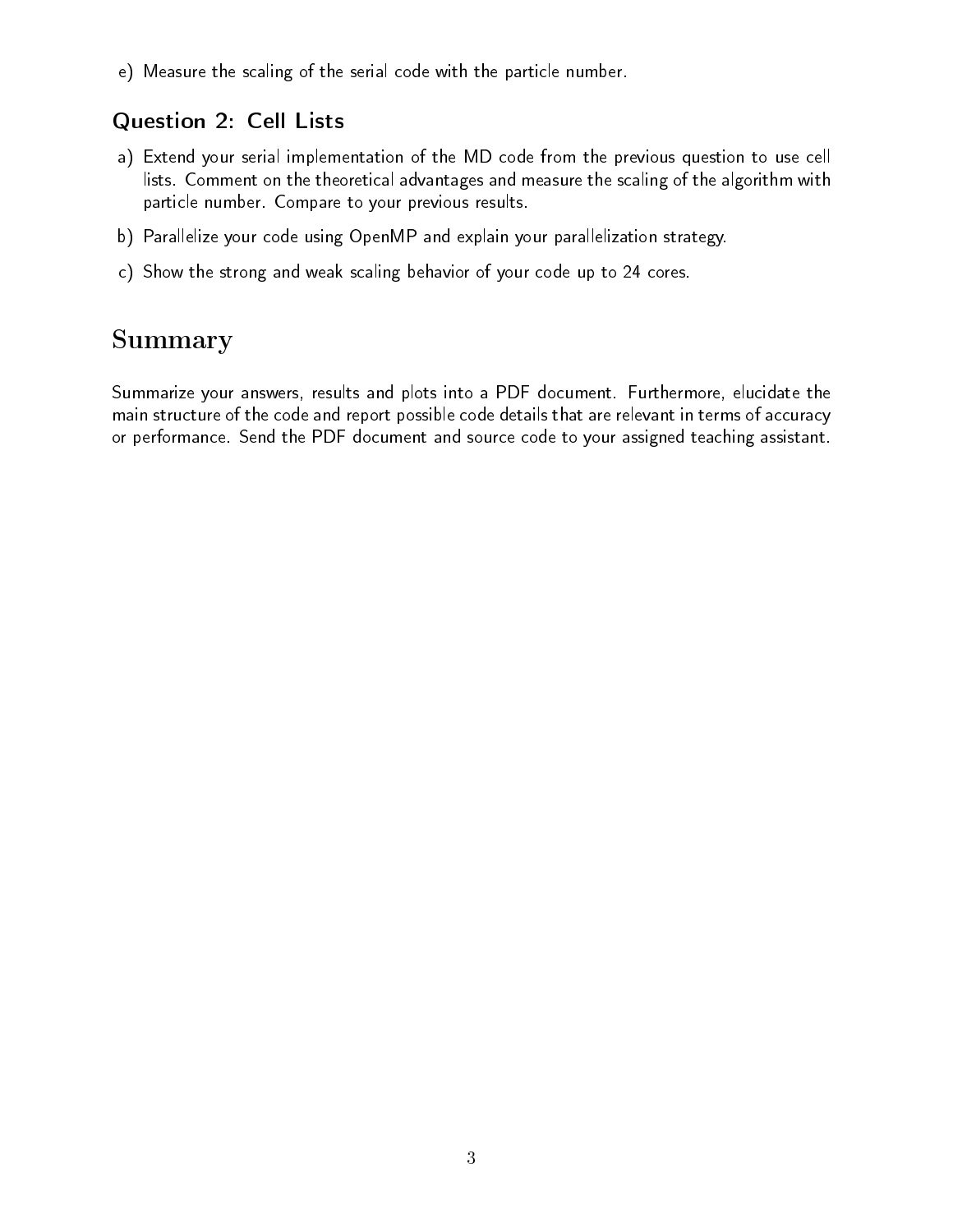e) Measure the scaling of the serial code with the particle number.

### Question 2: Cell Lists

a) Extend your serial implementation of the MD code from the previous question to use cell lists. Comment on the theoretical advantages and measure the scaling of the algorithm with particle number. Compare to your previous results.

b) Parallelize your code using OpenMP and explain your parallelization strategy.

c) Show the strong and weak scaling behavior of your code up to 24 cores.

## Summary

Summarize your answers, results and plots into a PDF document. Furthermore, elucidate the main structure of the code and report possible code details that are relevant in terms of accuracy or performance. Send the PDF document and source code to your assigned teaching assistant.